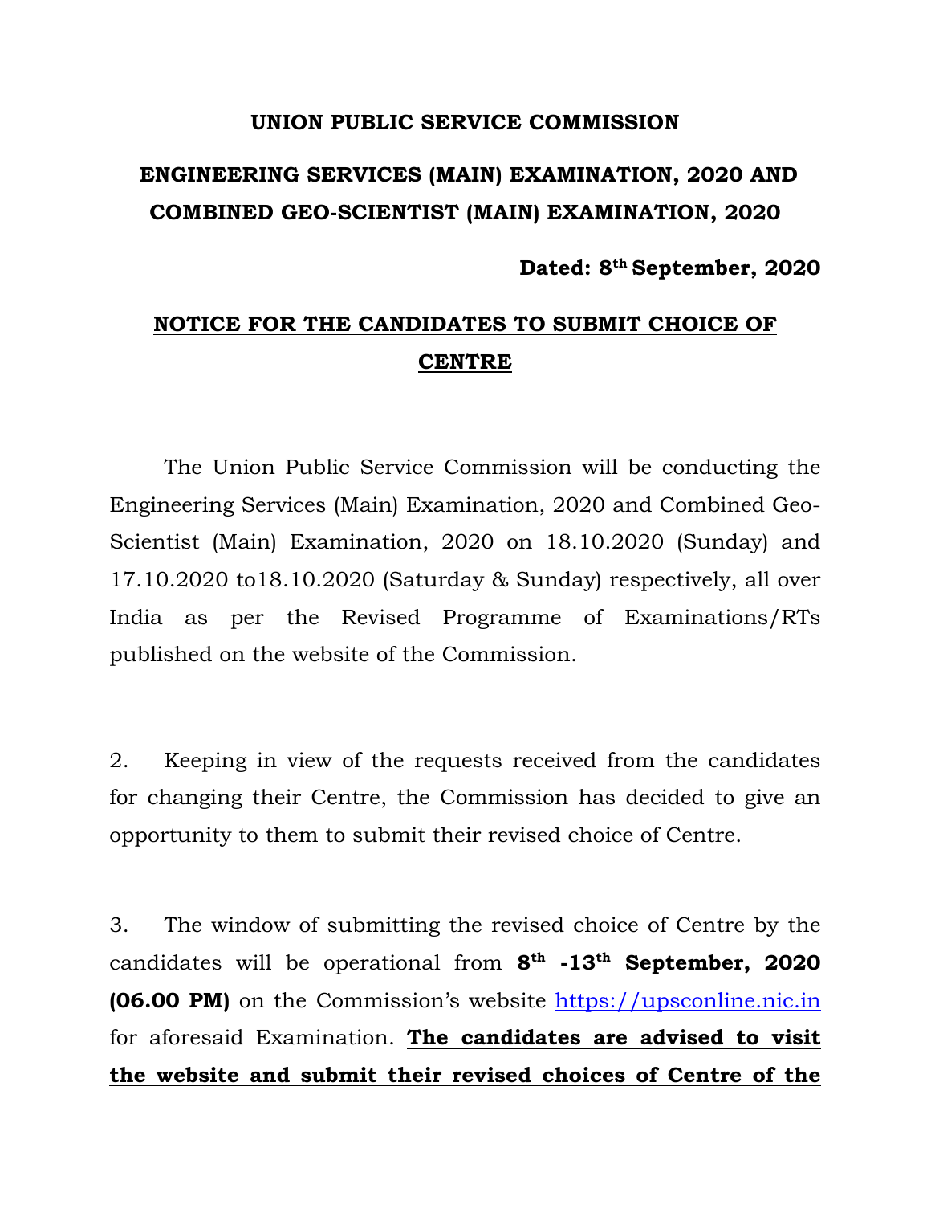**UNION PUBLIC SERVICE COMMISSION**

**ENGINEERING SERVICES (MAIN) EXAMINATION, 2020 AND COMBINED GEO-SCIENTIST (MAIN) EXAMINATION, 2020**

**Dated: 8th September, 2020**

## NOTICE FOR THE CANDIDATES TO SUBMIT CHOICE OF CENTRE

The Union Public Service Commission will be conducting the Engineering Services (Main) Examination, 2020 and Combined Geo-Scientist (Main) Examination, 2020 on 18.10.2020 (Sunday) and 17.10.2020 to18.10.2020 (Saturday & Sunday) respectively, all over India as per the Revised Programme of Examinations/RTs published on the website of the Commission.

2. Keeping in view of the requests received from the candidates for changing their Centre, the Commission has decided to give an opportunity to them to submit their revised choice of Centre.

3. The window of submitting the revised choice of Centre by the candidates will be operational from **8th -13th September, 2020 (06.00 PM)** on the Commission's website https://upsconline.nic.in for aforesaid Examination. **The candidates are advised to visit the website and submit their revised choices of Centre of the**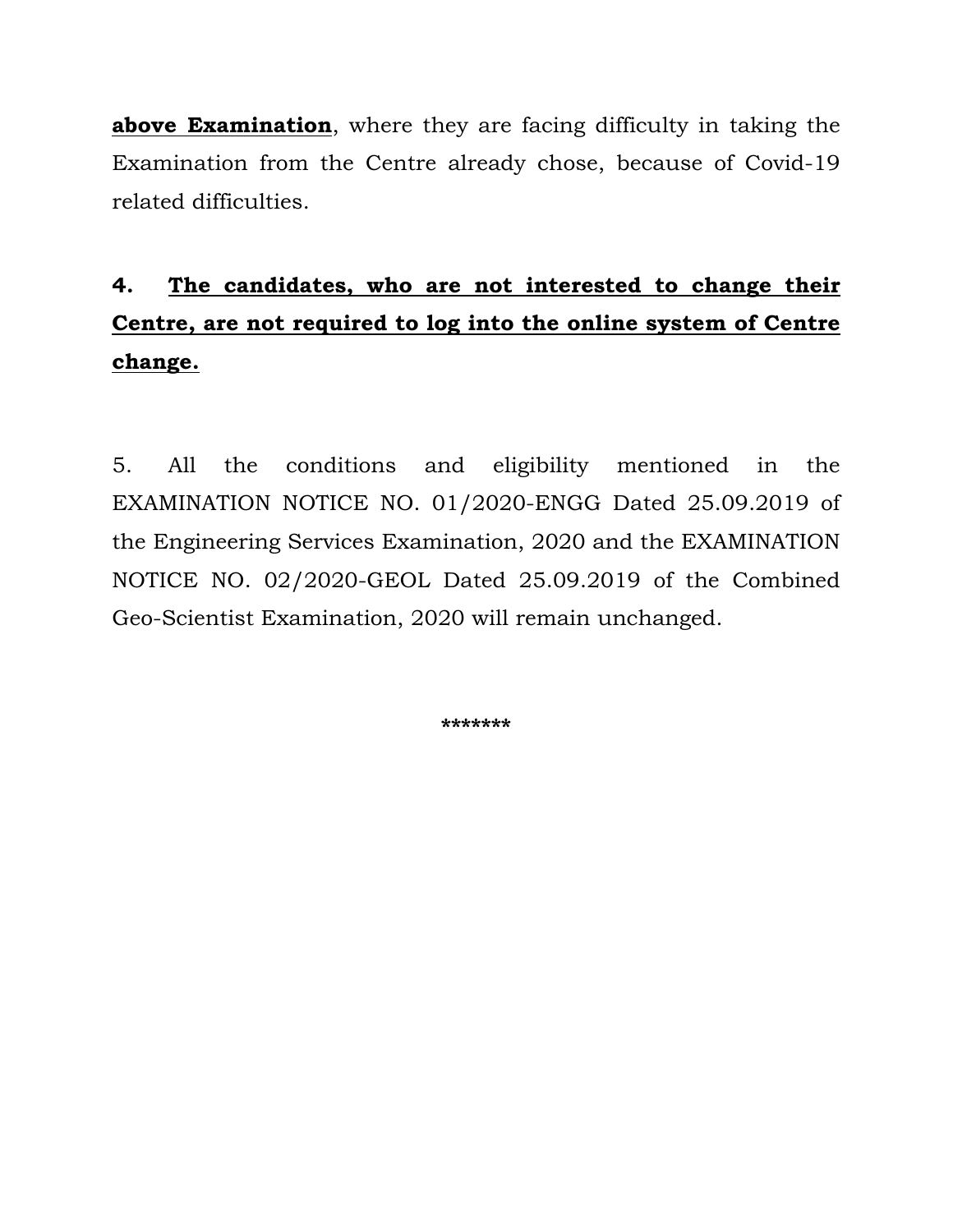**above Examination**, where they are facing difficulty in taking the Examination from the Centre already chose, because of Covid-19 related difficulties.

**4. The candidates, who are not interested to change their Centre, are not required to log into the online system of Centre change.**

5. All the conditions and eligibility mentioned in the EXAMINATION NOTICE NO. 01/2020-ENGG Dated 25.09.2019 of the Engineering Services Examination, 2020 and the EXAMINATION NOTICE NO. 02/2020-GEOL Dated 25.09.2019 of the Combined Geo-Scientist Examination, 2020 will remain unchanged.

*******